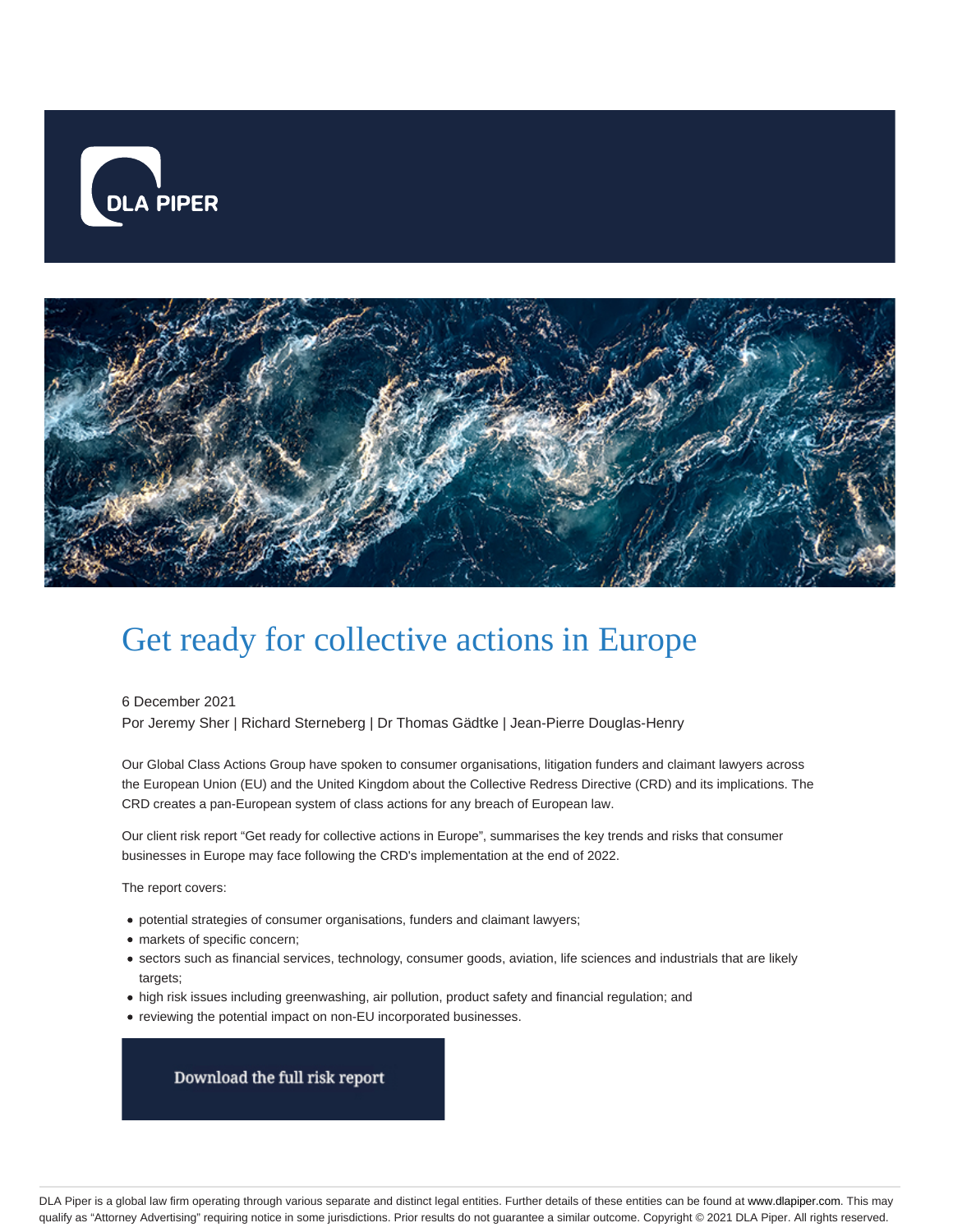# Get ready for collective actions in Europe

6 December 2021

Por Jeremy Sher | Richard Sterneberg | Dr Thomas Gädtke | Jean-Pierre Douglas-Henry

Our Global Class Actions Group have spoken to consumer organisations, litigation funders and claimant lawyers across the European Union (EU) and the United Kingdom about the Collective Redress Directive (CRD) and its implications. The CRD creates a pan-European system of class actions for any breach of European law.

Our client risk report "Get ready for collective actions in Europe", summarises the key trends and risks that consumer businesses in Europe may face following the CRD's implementation at the end of 2022.

The report covers:

- potential strategies of consumer organisations, funders and claimant lawyers;
- markets of specific concern;
- sectors such as financial services, technology, consumer goods, aviation, life sciences and industrials that are likely targets;
- high risk issues including greenwashing, air pollution, product safety and financial regulation; and
- reviewing the potential impact on non-EU incorporated businesses.

Download the full risk report

DLA Piper is a global law firm operating through various separate and distinct legal entities. Further details of these entities can be found at www.dlapiper.com. This may qualify as "Attorney Advertising" requiring notice in some jurisdictions. Prior results do not guarantee a similar outcome. Copyright © 2021 DLA Piper. All rights reserved.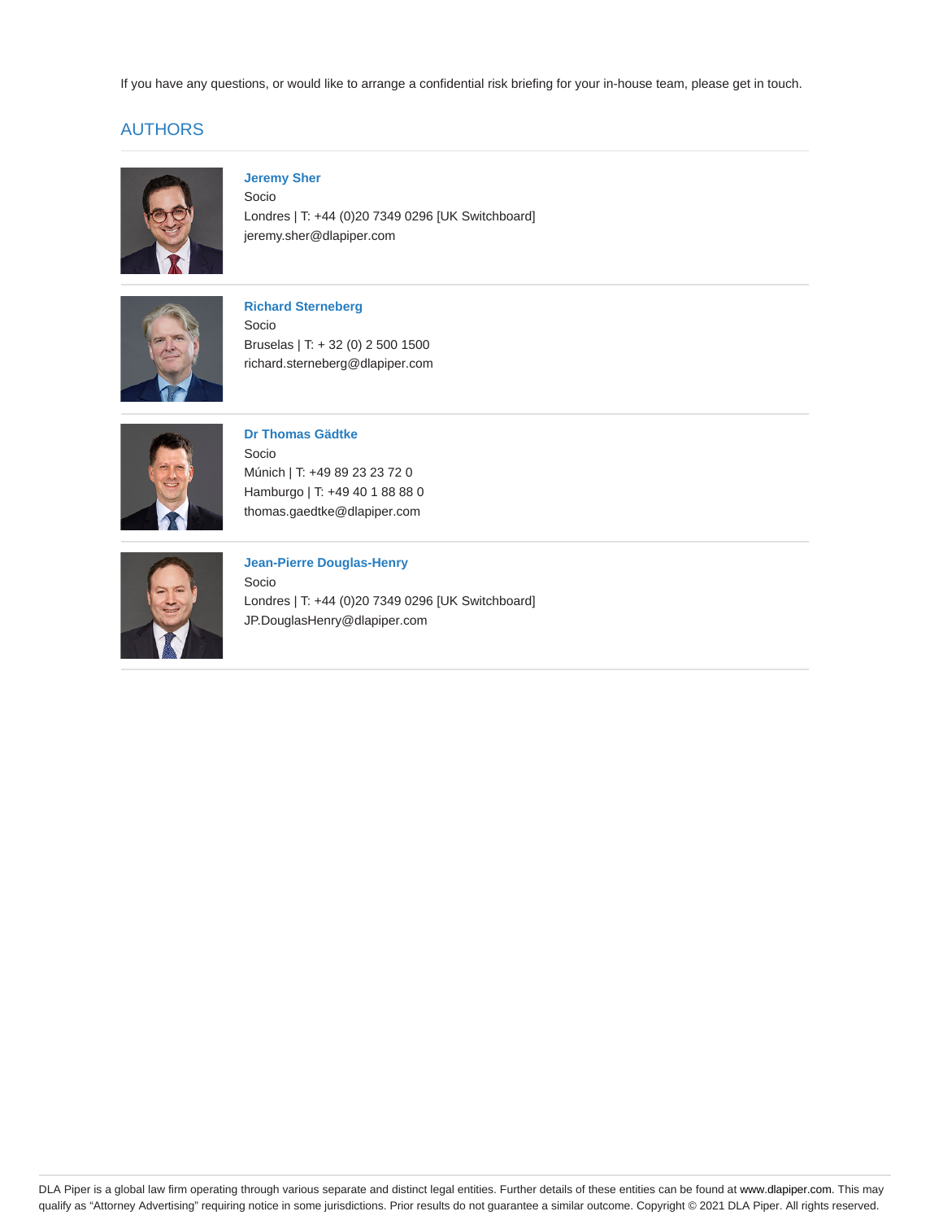If you have any questions, or would like to arrange a confidential risk briefing for your in-house team, please get in touch.

## AUTHORS

**Jeremy Sher**
Socio
Londres | T: +44 (0)20 7349 0296 [UK Switchboard]
jeremy.sher@dlapiper.com

**Richard Sterneberg**
Socio
Bruselas | T: + 32 (0) 2 500 1500
richard.sterneberg@dlapiper.com

**Dr Thomas Gädtke**
Socio
Múnich | T: +49 89 23 23 72 0
Hamburgo | T: +49 40 1 88 88 0
thomas.gaedtke@dlapiper.com

**Jean-Pierre Douglas-Henry**
Socio
Londres | T: +44 (0)20 7349 0296 [UK Switchboard]
JP.DouglasHenry@dlapiper.com

DLA Piper is a global law firm operating through various separate and distinct legal entities. Further details of these entities can be found at www.dlapiper.com. This may qualify as "Attorney Advertising" requiring notice in some jurisdictions. Prior results do not guarantee a similar outcome. Copyright © 2021 DLA Piper. All rights reserved.